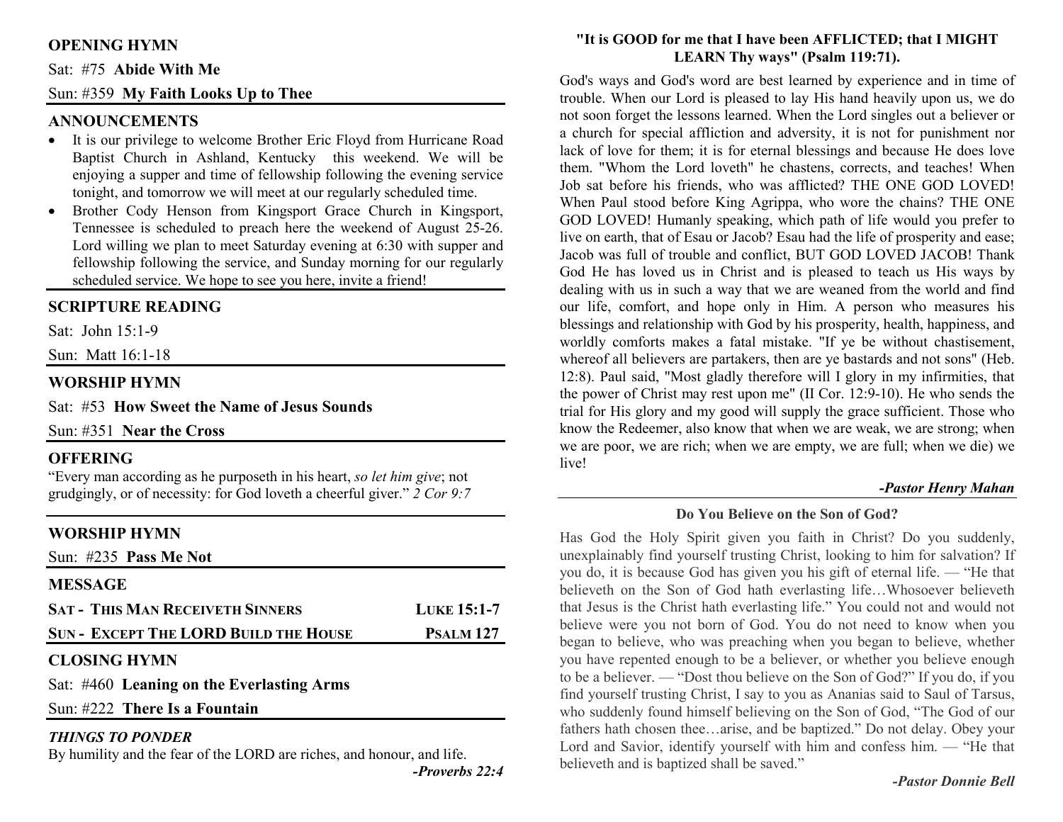## OPENING HYMN

Sat: #75 **Abide With Me**

Sun: #359 **My Faith Looks Up to Thee**

## ANNOUNCEMENTS

- It is our privilege to welcome Brother Eric Floyd from Hurricane Road Baptist Church in Ashland, Kentucky this weekend. We will be enjoying a supper and time of fellowship following the evening service tonight, and tomorrow we will meet at our regularly scheduled time.
- Brother Cody Henson from Kingsport Grace Church in Kingsport, Tennessee is scheduled to preach here the weekend of August 25-26. Lord willing we plan to meet Saturday evening at 6:30 with supper and fellowship following the service, and Sunday morning for our regularly scheduled service. We hope to see you here, invite a friend!

## SCRIPTURE READING

Sat: John 15:1-9

Sun: Matt 16:1-18

## WORSHIP HYMN

Sat: #53 **How Sweet the Name of Jesus Sounds**

Sun: #351 **Near the Cross**

## OFFERING

"Every man according as he purposeth in his heart, *so let him give*; not grudgingly, or of necessity: for God loveth a cheerful giver." *2 Cor 9:7*

## WORSHIP HYMN

Sun: #235 **Pass Me Not**

## MESSAGE

**SAT - THIS MAN RECEIVETH SINNERS** — **LUKE 15:1-7**

**SUN - EXCEPT THE LORD BUILD THE HOUSE** — **PSALM 127**

## CLOSING HYMN

Sat: #460 **Leaning on the Everlasting Arms**

Sun: #222 **There Is a Fountain**

### *THINGS TO PONDER*

By humility and the fear of the LORD are riches, and honour, and life.

***-Proverbs 22:4***

### "It is GOOD for me that I have been AFFLICTED; that I MIGHT LEARN Thy ways" (Psalm 119:71).

God's ways and God's word are best learned by experience and in time of trouble. When our Lord is pleased to lay His hand heavily upon us, we do not soon forget the lessons learned. When the Lord singles out a believer or a church for special affliction and adversity, it is not for punishment nor lack of love for them; it is for eternal blessings and because He does love them. "Whom the Lord loveth" he chastens, corrects, and teaches! When Job sat before his friends, who was afflicted? THE ONE GOD LOVED! When Paul stood before King Agrippa, who wore the chains? THE ONE GOD LOVED! Humanly speaking, which path of life would you prefer to live on earth, that of Esau or Jacob? Esau had the life of prosperity and ease; Jacob was full of trouble and conflict, BUT GOD LOVED JACOB! Thank God He has loved us in Christ and is pleased to teach us His ways by dealing with us in such a way that we are weaned from the world and find our life, comfort, and hope only in Him. A person who measures his blessings and relationship with God by his prosperity, health, happiness, and worldly comforts makes a fatal mistake. "If ye be without chastisement, whereof all believers are partakers, then are ye bastards and not sons" (Heb. 12:8). Paul said, "Most gladly therefore will I glory in my infirmities, that the power of Christ may rest upon me" (II Cor. 12:9-10). He who sends the trial for His glory and my good will supply the grace sufficient. Those who know the Redeemer, also know that when we are weak, we are strong; when we are poor, we are rich; when we are empty, we are full; when we die) we live!

***-Pastor Henry Mahan***

### Do You Believe on the Son of God?

Has God the Holy Spirit given you faith in Christ? Do you suddenly, unexplainably find yourself trusting Christ, looking to him for salvation? If you do, it is because God has given you his gift of eternal life. — "He that believeth on the Son of God hath everlasting life…Whosoever believeth that Jesus is the Christ hath everlasting life." You could not and would not believe were you not born of God. You do not need to know when you began to believe, who was preaching when you began to believe, whether you have repented enough to be a believer, or whether you believe enough to be a believer. — "Dost thou believe on the Son of God?" If you do, if you find yourself trusting Christ, I say to you as Ananias said to Saul of Tarsus, who suddenly found himself believing on the Son of God, "The God of our fathers hath chosen thee…arise, and be baptized." Do not delay. Obey your Lord and Savior, identify yourself with him and confess him. — "He that believeth and is baptized shall be saved."

***-Pastor Donnie Bell***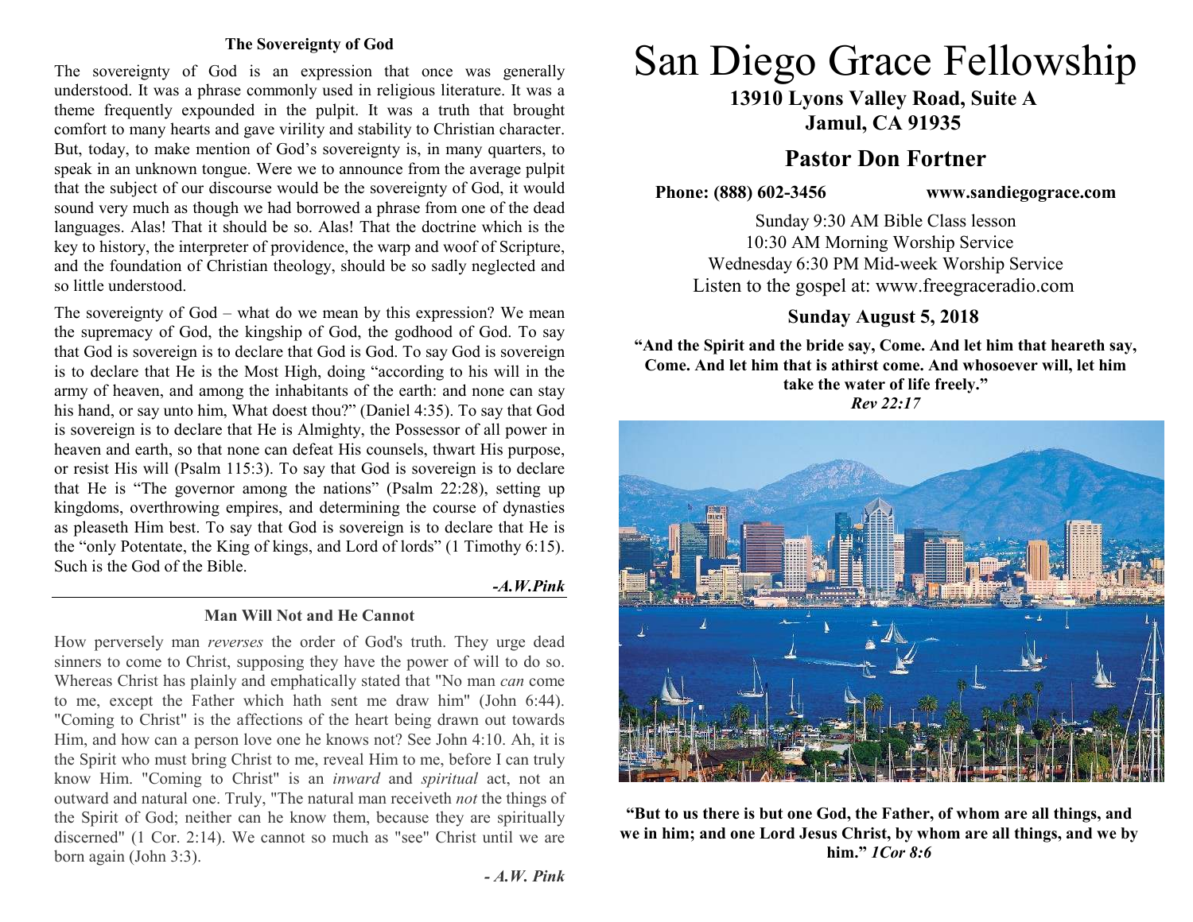### The Sovereignty of God

The sovereignty of God is an expression that once was generally understood. It was a phrase commonly used in religious literature. It was a theme frequently expounded in the pulpit. It was a truth that brought comfort to many hearts and gave virility and stability to Christian character. But, today, to make mention of God's sovereignty is, in many quarters, to speak in an unknown tongue. Were we to announce from the average pulpit that the subject of our discourse would be the sovereignty of God, it would sound very much as though we had borrowed a phrase from one of the dead languages. Alas! That it should be so. Alas! That the doctrine which is the key to history, the interpreter of providence, the warp and woof of Scripture, and the foundation of Christian theology, should be so sadly neglected and so little understood.

The sovereignty of God – what do we mean by this expression? We mean the supremacy of God, the kingship of God, the godhood of God. To say that God is sovereign is to declare that God is God. To say God is sovereign is to declare that He is the Most High, doing "according to his will in the army of heaven, and among the inhabitants of the earth: and none can stay his hand, or say unto him, What doest thou?" (Daniel 4:35). To say that God is sovereign is to declare that He is Almighty, the Possessor of all power in heaven and earth, so that none can defeat His counsels, thwart His purpose, or resist His will (Psalm 115:3). To say that God is sovereign is to declare that He is "The governor among the nations" (Psalm 22:28), setting up kingdoms, overthrowing empires, and determining the course of dynasties as pleaseth Him best. To say that God is sovereign is to declare that He is the "only Potentate, the King of kings, and Lord of lords" (1 Timothy 6:15). Such is the God of the Bible.

***-A.W.Pink***

### Man Will Not and He Cannot

How perversely man *reverses* the order of God's truth. They urge dead sinners to come to Christ, supposing they have the power of will to do so. Whereas Christ has plainly and emphatically stated that "No man *can* come to me, except the Father which hath sent me draw him" (John 6:44). "Coming to Christ" is the affections of the heart being drawn out towards Him, and how can a person love one he knows not? See John 4:10. Ah, it is the Spirit who must bring Christ to me, reveal Him to me, before I can truly know Him. "Coming to Christ" is an *inward* and *spiritual* act, not an outward and natural one. Truly, "The natural man receiveth *not* the things of the Spirit of God; neither can he know them, because they are spiritually discerned" (1 Cor. 2:14). We cannot so much as "see" Christ until we are born again (John 3:3).

***- A.W. Pink***

# San Diego Grace Fellowship

**13910 Lyons Valley Road, Suite A**
**Jamul, CA 91935**

## Pastor Don Fortner

**Phone: (888) 602-3456** **www.sandiegograce.com**

Sunday 9:30 AM Bible Class lesson
10:30 AM Morning Worship Service
Wednesday 6:30 PM Mid-week Worship Service
Listen to the gospel at: www.freegraceradio.com

### Sunday August 5, 2018

**"And the Spirit and the bride say, Come. And let him that heareth say, Come. And let him that is athirst come. And whosoever will, let him take the water of life freely."**
***Rev 22:17***

**"But to us there is but one God, the Father, of whom are all things, and we in him; and one Lord Jesus Christ, by whom are all things, and we by him."** ***1Cor 8:6***